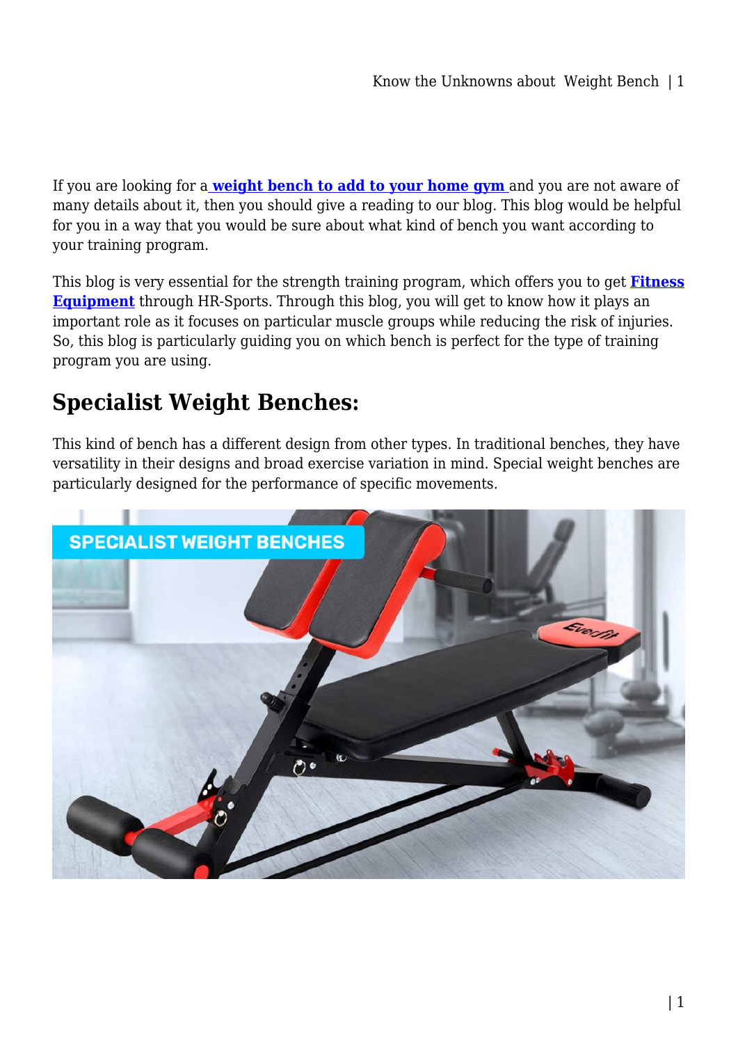If you are looking for a **weight bench to add to your home gym** and you are not aware of many details about it, then you should give a reading to our blog. This blog would be helpful for you in a way that you would be sure about what kind of bench you want according to your training program.

This blog is very essential for the strength training program, which offers you to get **Fitness Equipment** through HR-Sports. Through this blog, you will get to know how it plays an important role as it focuses on particular muscle groups while reducing the risk of injuries. So, this blog is particularly guiding you on which bench is perfect for the type of training program you are using.

## Specialist Weight Benches:

This kind of bench has a different design from other types. In traditional benches, they have versatility in their designs and broad exercise variation in mind. Special weight benches are particularly designed for the performance of specific movements.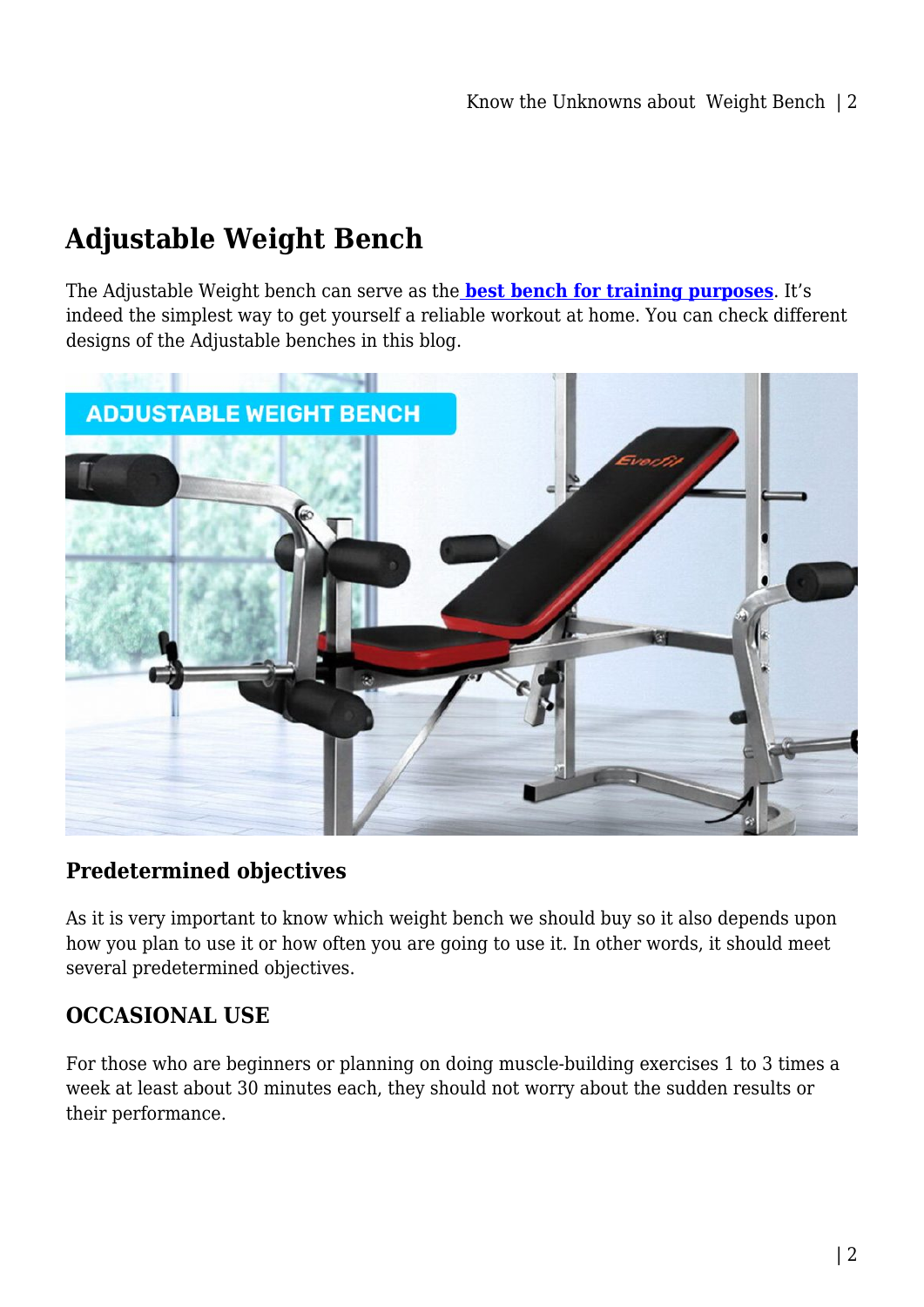## Adjustable Weight Bench

The Adjustable Weight bench can serve as the **best bench for training purposes**. It's indeed the simplest way to get yourself a reliable workout at home. You can check different designs of the Adjustable benches in this blog.

### Predetermined objectives

As it is very important to know which weight bench we should buy so it also depends upon how you plan to use it or how often you are going to use it. In other words, it should meet several predetermined objectives.

### OCCASIONAL USE

For those who are beginners or planning on doing muscle-building exercises 1 to 3 times a week at least about 30 minutes each, they should not worry about the sudden results or their performance.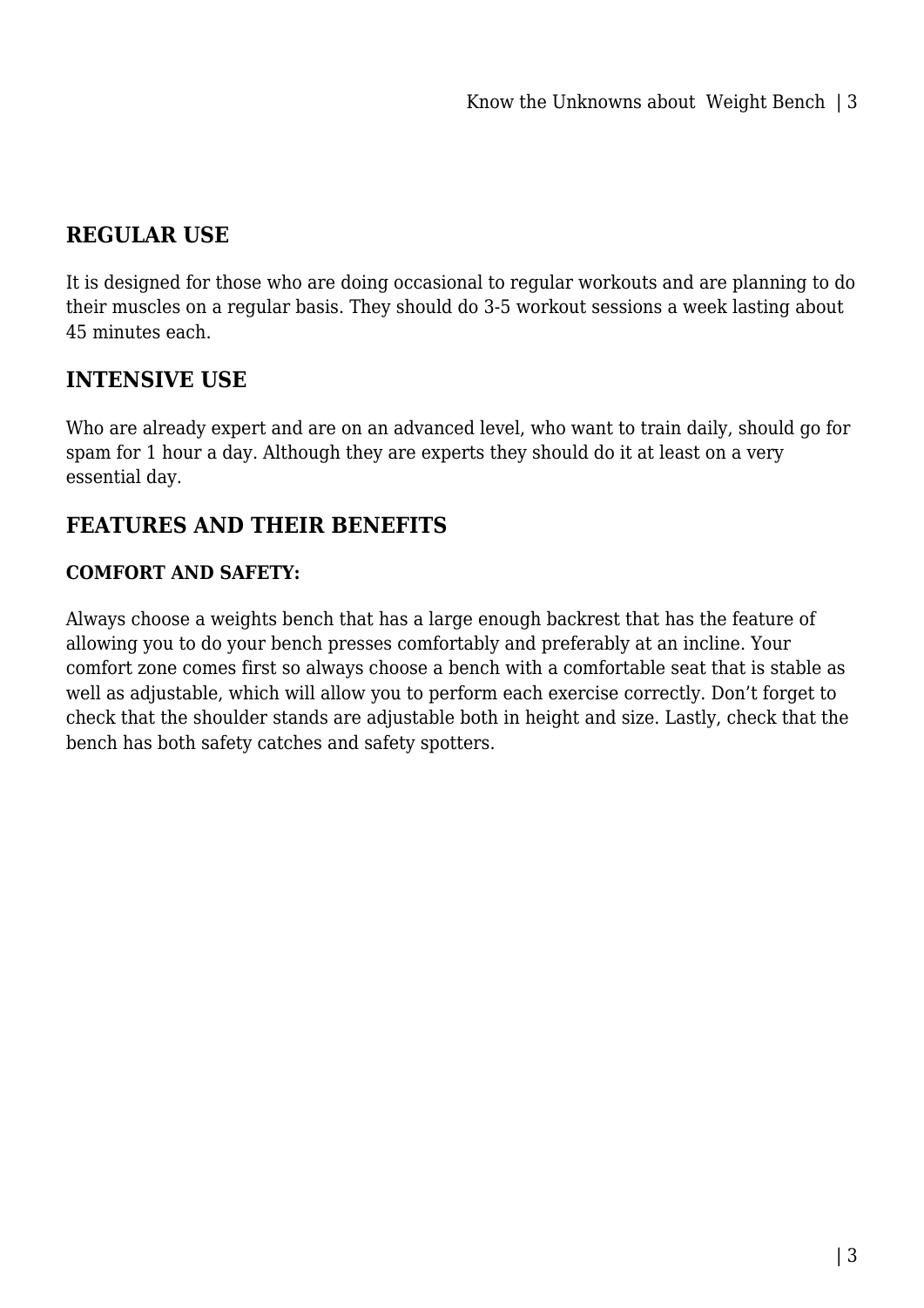## REGULAR USE

It is designed for those who are doing occasional to regular workouts and are planning to do their muscles on a regular basis. They should do 3-5 workout sessions a week lasting about 45 minutes each.

## INTENSIVE USE

Who are already expert and are on an advanced level, who want to train daily, should go for spam for 1 hour a day. Although they are experts they should do it at least on a very essential day.

## FEATURES AND THEIR BENEFITS

### COMFORT AND SAFETY:

Always choose a weights bench that has a large enough backrest that has the feature of allowing you to do your bench presses comfortably and preferably at an incline. Your comfort zone comes first so always choose a bench with a comfortable seat that is stable as well as adjustable, which will allow you to perform each exercise correctly. Don't forget to check that the shoulder stands are adjustable both in height and size. Lastly, check that the bench has both safety catches and safety spotters.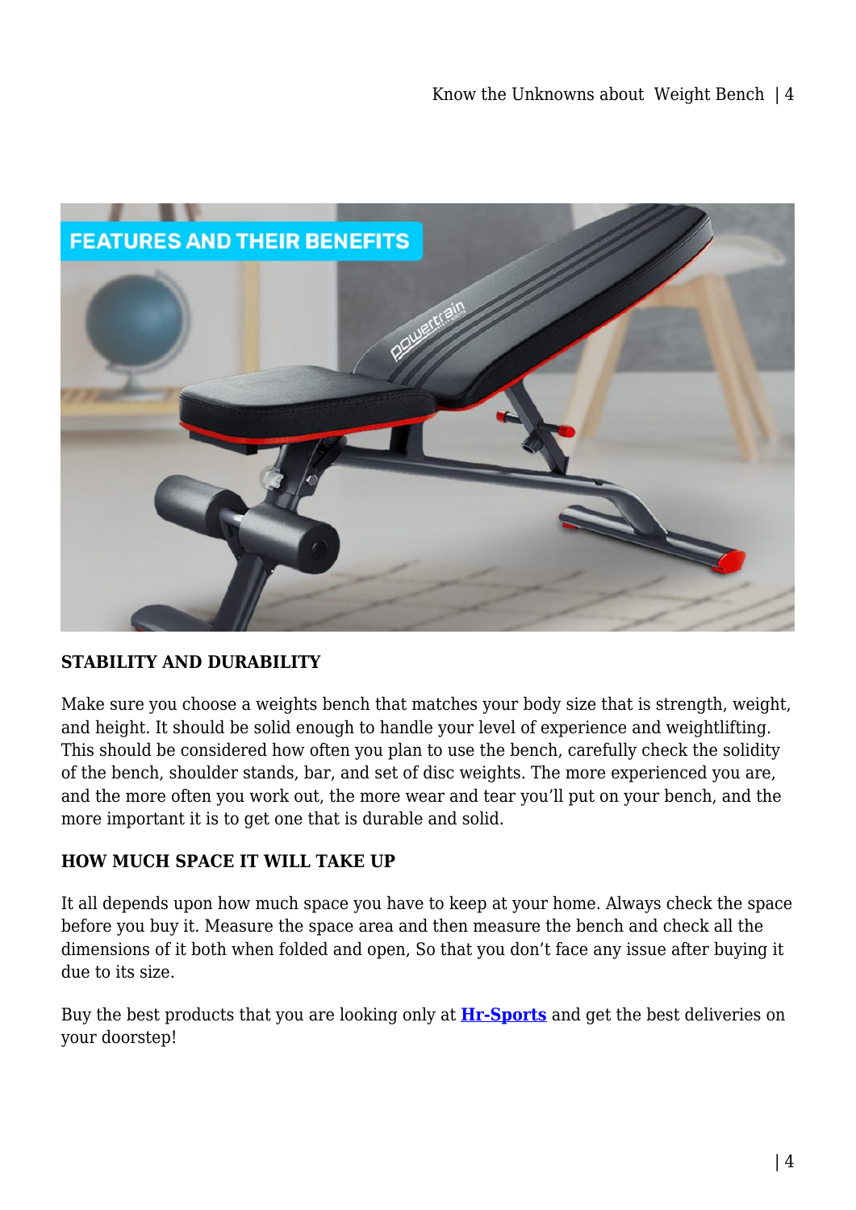## STABILITY AND DURABILITY

Make sure you choose a weights bench that matches your body size that is strength, weight, and height. It should be solid enough to handle your level of experience and weightlifting. This should be considered how often you plan to use the bench, carefully check the solidity of the bench, shoulder stands, bar, and set of disc weights. The more experienced you are, and the more often you work out, the more wear and tear you'll put on your bench, and the more important it is to get one that is durable and solid.

## HOW MUCH SPACE IT WILL TAKE UP

It all depends upon how much space you have to keep at your home. Always check the space before you buy it. Measure the space area and then measure the bench and check all the dimensions of it both when folded and open, So that you don't face any issue after buying it due to its size.

Buy the best products that you are looking only at **Hr-Sports** and get the best deliveries on your doorstep!